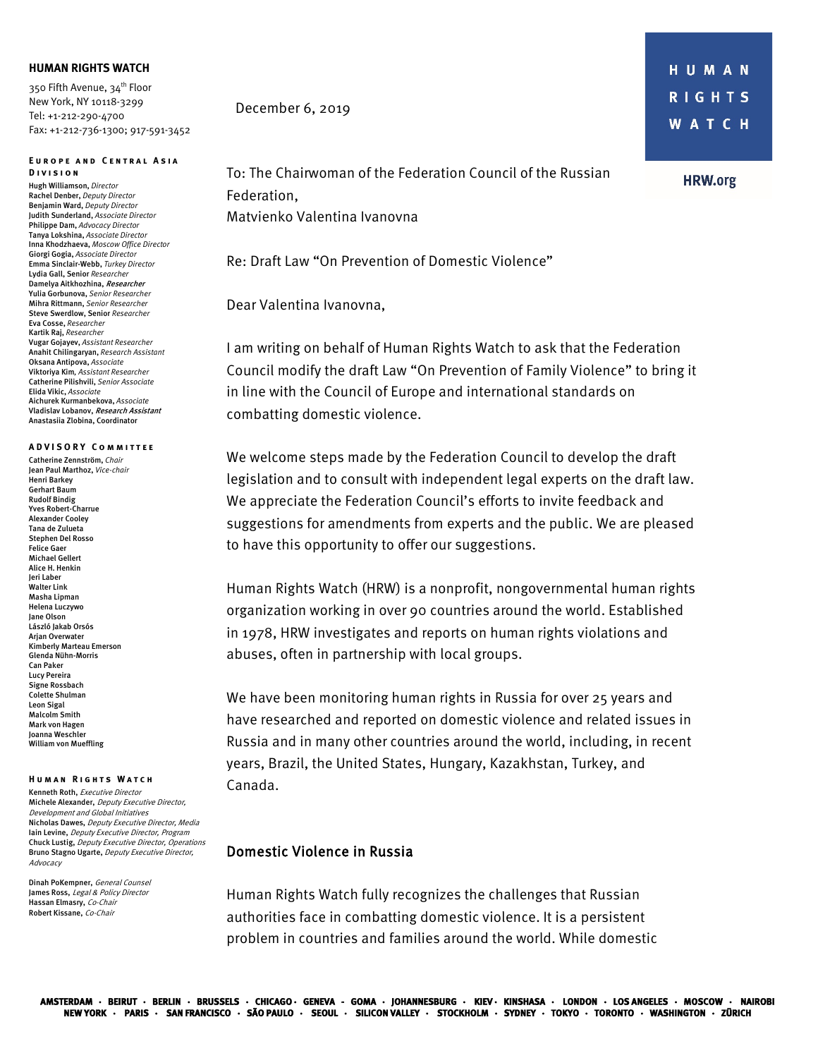**HUMAN RIGHTS WATCH**

350 Fifth Avenue, 34th Floor
New York, NY 10118-3299
Tel: +1-212-290-4700
Fax: +1-212-736-1300; 917-591-3452

**EUROPE AND CENTRAL ASIA DIVISION**

Hugh Williamson, *Director*
Rachel Denber, *Deputy Director*
Benjamin Ward, *Deputy Director*
Judith Sunderland, *Associate Director*
Philippe Dam, *Advocacy Director*
Tanya Lokshina, *Associate Director*
Inna Khodzhaeva, *Moscow Office Director*
Giorgi Gogia, *Associate Director*
Emma Sinclair-Webb, *Turkey Director*
Lydia Gall, Senior *Researcher*
Damelya Aitkhozhina, ***Researcher***
Yulia Gorbunova, *Senior Researcher*
Mihra Rittmann, *Senior Researcher*
Steve Swerdlow, Senior *Researcher*
Eva Cosse, *Researcher*
Kartik Raj, *Researcher*
Vugar Gojayev, *Assistant Researcher*
Anahit Chilingaryan, *Research Assistant*
Oksana Antipova, *Associate*
Viktoriya Kim, *Assistant Researcher*
Catherine Pilishvili, *Senior Associate*
Elida Vikic, *Associate*
Aichurek Kurmanbekova, *Associate*
Vladislav Lobanov, ***Research Assistant***
Anastasiia Zlobina, Coordinator

**ADVISORY COMMITTEE**

Catherine Zennström, *Chair*
Jean Paul Marthoz, *Vice-chair*
Henri Barkey
Gerhart Baum
Rudolf Bindig
Yves Robert-Charrue
Alexander Cooley
Tana de Zulueta
Stephen Del Rosso
Felice Gaer
Michael Gellert
Alice H. Henkin
Jeri Laber
Walter Link
Masha Lipman
Helena Luczywo
Jane Olson
László Jakab Orsós
Arjan Overwater
Kimberly Marteau Emerson
Glenda Nühn-Morris
Can Paker
Lucy Pereira
Signe Rossbach
Colette Shulman
Leon Sigal
Malcolm Smith
Mark von Hagen
Joanna Weschler
William von Mueffling

**HUMAN RIGHTS WATCH**

Kenneth Roth, *Executive Director*
Michele Alexander, *Deputy Executive Director, Development and Global Initiatives*
Nicholas Dawes, *Deputy Executive Director, Media*
Iain Levine, *Deputy Executive Director, Program*
Chuck Lustig, *Deputy Executive Director, Operations*
Bruno Stagno Ugarte, *Deputy Executive Director, Advocacy*

Dinah PoKempner, *General Counsel*
James Ross, *Legal & Policy Director*
Hassan Elmasry, *Co-Chair*
Robert Kissane, *Co-Chair*

HUMAN RIGHTS WATCH

HRW.org

December 6, 2019

To: The Chairwoman of the Federation Council of the Russian Federation,
Matvienko Valentina Ivanovna

Re: Draft Law "On Prevention of Domestic Violence"

Dear Valentina Ivanovna,

I am writing on behalf of Human Rights Watch to ask that the Federation Council modify the draft Law "On Prevention of Family Violence" to bring it in line with the Council of Europe and international standards on combatting domestic violence.

We welcome steps made by the Federation Council to develop the draft legislation and to consult with independent legal experts on the draft law. We appreciate the Federation Council's efforts to invite feedback and suggestions for amendments from experts and the public. We are pleased to have this opportunity to offer our suggestions.

Human Rights Watch (HRW) is a nonprofit, nongovernmental human rights organization working in over 90 countries around the world. Established in 1978, HRW investigates and reports on human rights violations and abuses, often in partnership with local groups.

We have been monitoring human rights in Russia for over 25 years and have researched and reported on domestic violence and related issues in Russia and in many other countries around the world, including, in recent years, Brazil, the United States, Hungary, Kazakhstan, Turkey, and Canada.

## Domestic Violence in Russia

Human Rights Watch fully recognizes the challenges that Russian authorities face in combatting domestic violence. It is a persistent problem in countries and families around the world. While domestic

AMSTERDAM · BEIRUT · BERLIN · BRUSSELS · CHICAGO · GENEVA · GOMA · JOHANNESBURG · KIEV · KINSHASA · LONDON · LOS ANGELES · MOSCOW · NAIROBI
NEW YORK · PARIS · SAN FRANCISCO · SÃO PAULO · SEOUL · SILICON VALLEY · STOCKHOLM · SYDNEY · TOKYO · TORONTO · WASHINGTON · ZÜRICH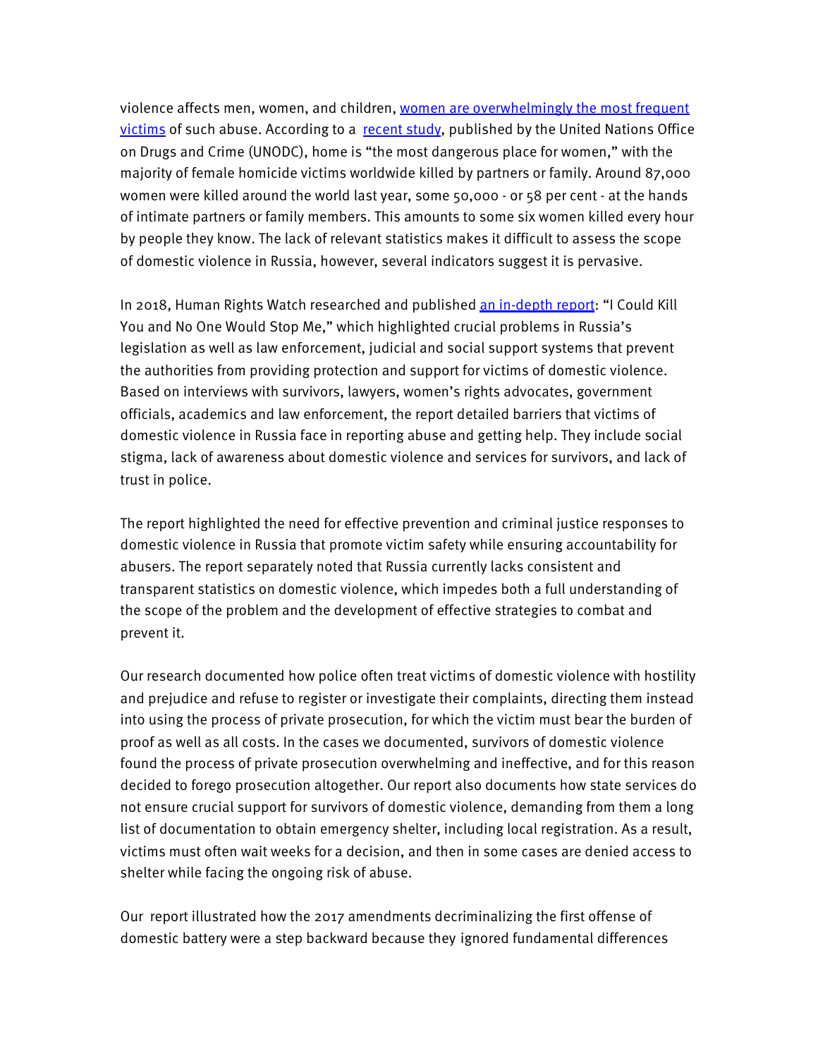violence affects men, women, and children, [women are overwhelmingly the most frequent victims] of such abuse. According to a [recent study], published by the United Nations Office on Drugs and Crime (UNODC), home is "the most dangerous place for women," with the majority of female homicide victims worldwide killed by partners or family. Around 87,000 women were killed around the world last year, some 50,000 - or 58 per cent - at the hands of intimate partners or family members. This amounts to some six women killed every hour by people they know. The lack of relevant statistics makes it difficult to assess the scope of domestic violence in Russia, however, several indicators suggest it is pervasive.

In 2018, Human Rights Watch researched and published [an in-depth report]: "I Could Kill You and No One Would Stop Me," which highlighted crucial problems in Russia's legislation as well as law enforcement, judicial and social support systems that prevent the authorities from providing protection and support for victims of domestic violence. Based on interviews with survivors, lawyers, women's rights advocates, government officials, academics and law enforcement, the report detailed barriers that victims of domestic violence in Russia face in reporting abuse and getting help. They include social stigma, lack of awareness about domestic violence and services for survivors, and lack of trust in police.

The report highlighted the need for effective prevention and criminal justice responses to domestic violence in Russia that promote victim safety while ensuring accountability for abusers. The report separately noted that Russia currently lacks consistent and transparent statistics on domestic violence, which impedes both a full understanding of the scope of the problem and the development of effective strategies to combat and prevent it.

Our research documented how police often treat victims of domestic violence with hostility and prejudice and refuse to register or investigate their complaints, directing them instead into using the process of private prosecution, for which the victim must bear the burden of proof as well as all costs. In the cases we documented, survivors of domestic violence found the process of private prosecution overwhelming and ineffective, and for this reason decided to forego prosecution altogether. Our report also documents how state services do not ensure crucial support for survivors of domestic violence, demanding from them a long list of documentation to obtain emergency shelter, including local registration. As a result, victims must often wait weeks for a decision, and then in some cases are denied access to shelter while facing the ongoing risk of abuse.

Our report illustrated how the 2017 amendments decriminalizing the first offense of domestic battery were a step backward because they ignored fundamental differences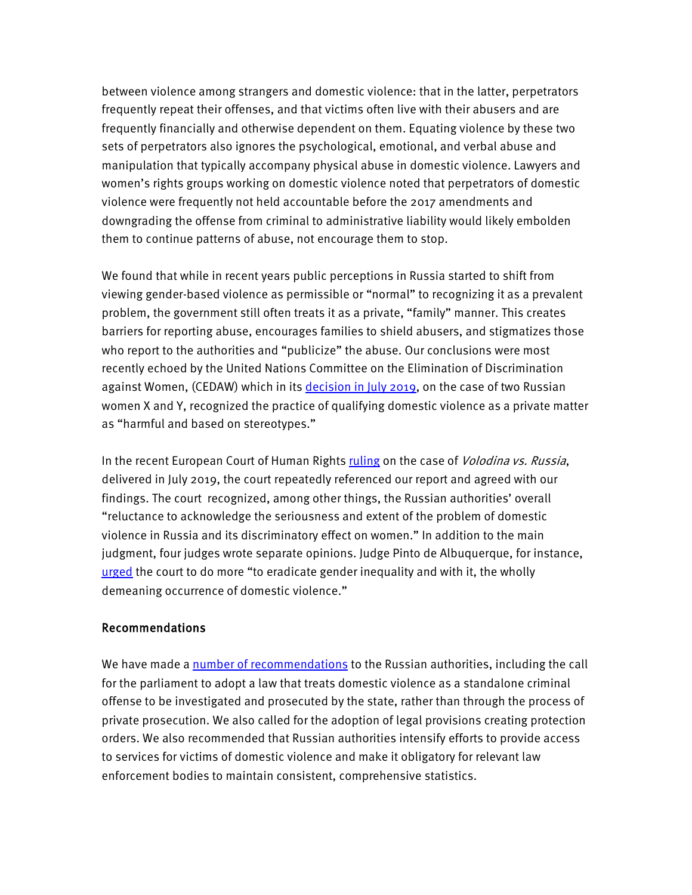between violence among strangers and domestic violence: that in the latter, perpetrators frequently repeat their offenses, and that victims often live with their abusers and are frequently financially and otherwise dependent on them. Equating violence by these two sets of perpetrators also ignores the psychological, emotional, and verbal abuse and manipulation that typically accompany physical abuse in domestic violence. Lawyers and women's rights groups working on domestic violence noted that perpetrators of domestic violence were frequently not held accountable before the 2017 amendments and downgrading the offense from criminal to administrative liability would likely embolden them to continue patterns of abuse, not encourage them to stop.

We found that while in recent years public perceptions in Russia started to shift from viewing gender-based violence as permissible or "normal" to recognizing it as a prevalent problem, the government still often treats it as a private, "family" manner. This creates barriers for reporting abuse, encourages families to shield abusers, and stigmatizes those who report to the authorities and "publicize" the abuse. Our conclusions were most recently echoed by the United Nations Committee on the Elimination of Discrimination against Women, (CEDAW) which in its [decision in July 2019](), on the case of two Russian women X and Y, recognized the practice of qualifying domestic violence as a private matter as "harmful and based on stereotypes."

In the recent European Court of Human Rights [ruling]() on the case of *Volodina vs. Russia*, delivered in July 2019, the court repeatedly referenced our report and agreed with our findings. The court recognized, among other things, the Russian authorities' overall "reluctance to acknowledge the seriousness and extent of the problem of domestic violence in Russia and its discriminatory effect on women." In addition to the main judgment, four judges wrote separate opinions. Judge Pinto de Albuquerque, for instance, [urged]() the court to do more "to eradicate gender inequality and with it, the wholly demeaning occurrence of domestic violence."

## Recommendations

We have made a [number of recommendations]() to the Russian authorities, including the call for the parliament to adopt a law that treats domestic violence as a standalone criminal offense to be investigated and prosecuted by the state, rather than through the process of private prosecution. We also called for the adoption of legal provisions creating protection orders. We also recommended that Russian authorities intensify efforts to provide access to services for victims of domestic violence and make it obligatory for relevant law enforcement bodies to maintain consistent, comprehensive statistics.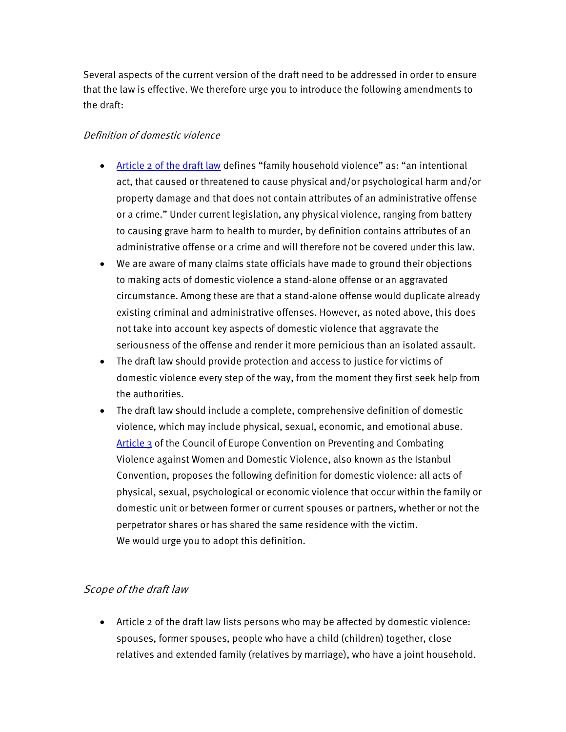Several aspects of the current version of the draft need to be addressed in order to ensure that the law is effective. We therefore urge you to introduce the following amendments to the draft:

*Definition of domestic violence*

- Article 2 of the draft law defines "family household violence" as: "an intentional act, that caused or threatened to cause physical and/or psychological harm and/or property damage and that does not contain attributes of an administrative offense or a crime." Under current legislation, any physical violence, ranging from battery to causing grave harm to health to murder, by definition contains attributes of an administrative offense or a crime and will therefore not be covered under this law.
- We are aware of many claims state officials have made to ground their objections to making acts of domestic violence a stand-alone offense or an aggravated circumstance. Among these are that a stand-alone offense would duplicate already existing criminal and administrative offenses. However, as noted above, this does not take into account key aspects of domestic violence that aggravate the seriousness of the offense and render it more pernicious than an isolated assault.
- The draft law should provide protection and access to justice for victims of domestic violence every step of the way, from the moment they first seek help from the authorities.
- The draft law should include a complete, comprehensive definition of domestic violence, which may include physical, sexual, economic, and emotional abuse. Article 3 of the Council of Europe Convention on Preventing and Combating Violence against Women and Domestic Violence, also known as the Istanbul Convention, proposes the following definition for domestic violence: all acts of physical, sexual, psychological or economic violence that occur within the family or domestic unit or between former or current spouses or partners, whether or not the perpetrator shares or has shared the same residence with the victim. We would urge you to adopt this definition.

*Scope of the draft law*

- Article 2 of the draft law lists persons who may be affected by domestic violence: spouses, former spouses, people who have a child (children) together, close relatives and extended family (relatives by marriage), who have a joint household.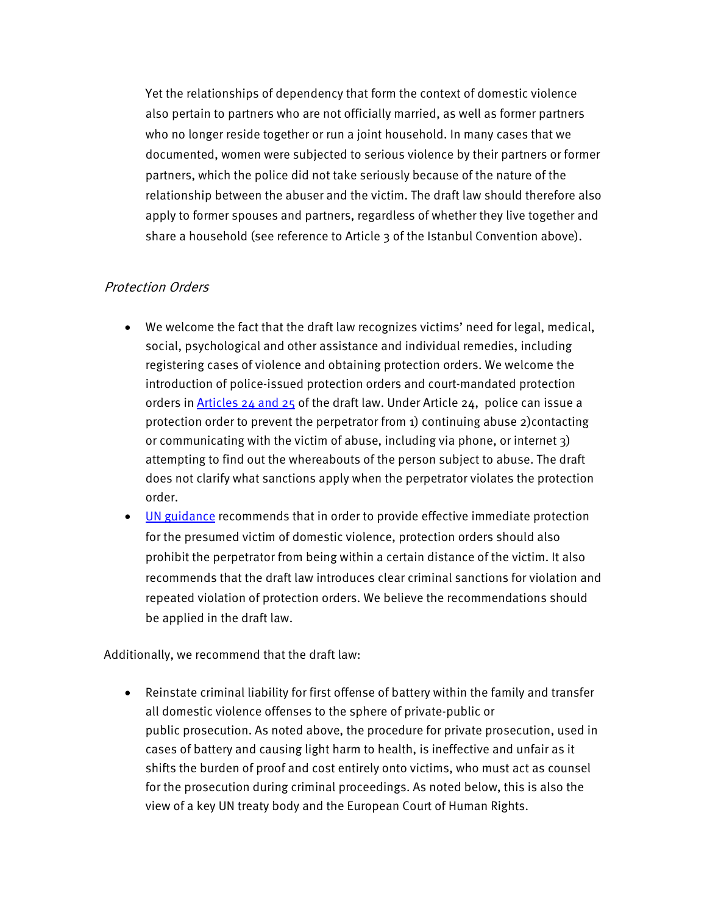Yet the relationships of dependency that form the context of domestic violence also pertain to partners who are not officially married, as well as former partners who no longer reside together or run a joint household. In many cases that we documented, women were subjected to serious violence by their partners or former partners, which the police did not take seriously because of the nature of the relationship between the abuser and the victim. The draft law should therefore also apply to former spouses and partners, regardless of whether they live together and share a household (see reference to Article 3 of the Istanbul Convention above).

### *Protection Orders*

- We welcome the fact that the draft law recognizes victims' need for legal, medical, social, psychological and other assistance and individual remedies, including registering cases of violence and obtaining protection orders. We welcome the introduction of police-issued protection orders and court-mandated protection orders in Articles 24 and 25 of the draft law. Under Article 24, police can issue a protection order to prevent the perpetrator from 1) continuing abuse 2)contacting or communicating with the victim of abuse, including via phone, or internet 3) attempting to find out the whereabouts of the person subject to abuse. The draft does not clarify what sanctions apply when the perpetrator violates the protection order.
- UN guidance recommends that in order to provide effective immediate protection for the presumed victim of domestic violence, protection orders should also prohibit the perpetrator from being within a certain distance of the victim. It also recommends that the draft law introduces clear criminal sanctions for violation and repeated violation of protection orders. We believe the recommendations should be applied in the draft law.

Additionally, we recommend that the draft law:

- Reinstate criminal liability for first offense of battery within the family and transfer all domestic violence offenses to the sphere of private-public or public prosecution. As noted above, the procedure for private prosecution, used in cases of battery and causing light harm to health, is ineffective and unfair as it shifts the burden of proof and cost entirely onto victims, who must act as counsel for the prosecution during criminal proceedings. As noted below, this is also the view of a key UN treaty body and the European Court of Human Rights.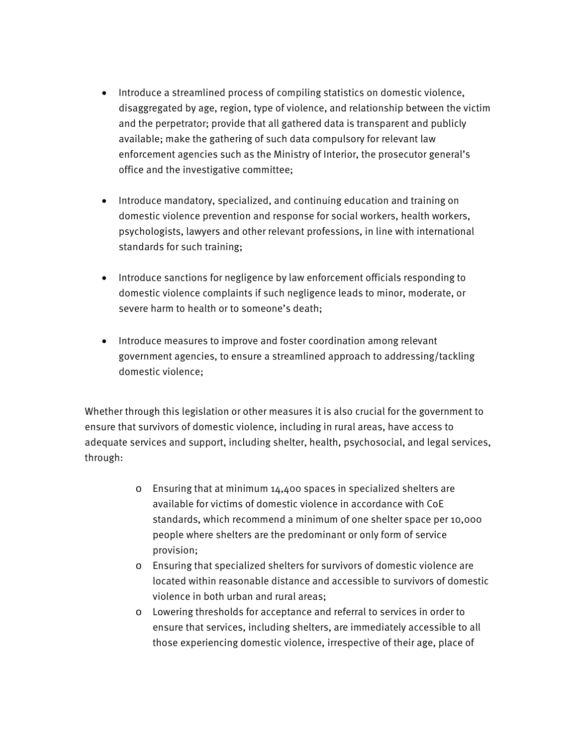- Introduce a streamlined process of compiling statistics on domestic violence, disaggregated by age, region, type of violence, and relationship between the victim and the perpetrator; provide that all gathered data is transparent and publicly available; make the gathering of such data compulsory for relevant law enforcement agencies such as the Ministry of Interior, the prosecutor general's office and the investigative committee;

- Introduce mandatory, specialized, and continuing education and training on domestic violence prevention and response for social workers, health workers, psychologists, lawyers and other relevant professions, in line with international standards for such training;

- Introduce sanctions for negligence by law enforcement officials responding to domestic violence complaints if such negligence leads to minor, moderate, or severe harm to health or to someone's death;

- Introduce measures to improve and foster coordination among relevant government agencies, to ensure a streamlined approach to addressing/tackling domestic violence;

Whether through this legislation or other measures it is also crucial for the government to ensure that survivors of domestic violence, including in rural areas, have access to adequate services and support, including shelter, health, psychosocial, and legal services, through:

  - Ensuring that at minimum 14,400 spaces in specialized shelters are available for victims of domestic violence in accordance with CoE standards, which recommend a minimum of one shelter space per 10,000 people where shelters are the predominant or only form of service provision;
  - Ensuring that specialized shelters for survivors of domestic violence are located within reasonable distance and accessible to survivors of domestic violence in both urban and rural areas;
  - Lowering thresholds for acceptance and referral to services in order to ensure that services, including shelters, are immediately accessible to all those experiencing domestic violence, irrespective of their age, place of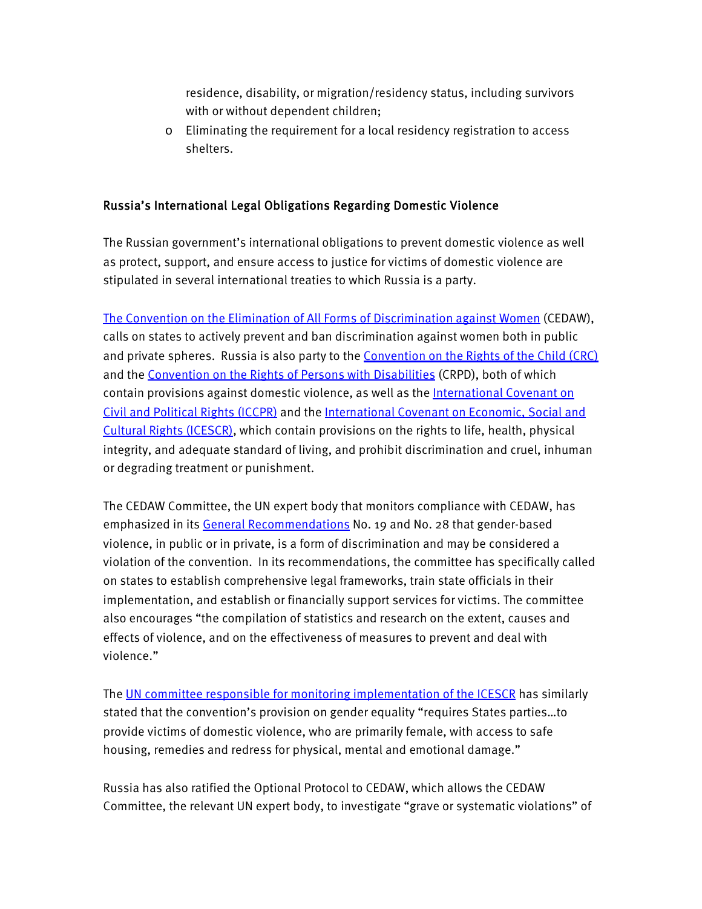residence, disability, or migration/residency status, including survivors with or without dependent children;

- Eliminating the requirement for a local residency registration to access shelters.

## Russia's International Legal Obligations Regarding Domestic Violence

The Russian government's international obligations to prevent domestic violence as well as protect, support, and ensure access to justice for victims of domestic violence are stipulated in several international treaties to which Russia is a party.

The Convention on the Elimination of All Forms of Discrimination against Women (CEDAW), calls on states to actively prevent and ban discrimination against women both in public and private spheres. Russia is also party to the Convention on the Rights of the Child (CRC) and the Convention on the Rights of Persons with Disabilities (CRPD), both of which contain provisions against domestic violence, as well as the International Covenant on Civil and Political Rights (ICCPR) and the International Covenant on Economic, Social and Cultural Rights (ICESCR), which contain provisions on the rights to life, health, physical integrity, and adequate standard of living, and prohibit discrimination and cruel, inhuman or degrading treatment or punishment.

The CEDAW Committee, the UN expert body that monitors compliance with CEDAW, has emphasized in its General Recommendations No. 19 and No. 28 that gender-based violence, in public or in private, is a form of discrimination and may be considered a violation of the convention. In its recommendations, the committee has specifically called on states to establish comprehensive legal frameworks, train state officials in their implementation, and establish or financially support services for victims. The committee also encourages "the compilation of statistics and research on the extent, causes and effects of violence, and on the effectiveness of measures to prevent and deal with violence."

The UN committee responsible for monitoring implementation of the ICESCR has similarly stated that the convention's provision on gender equality "requires States parties…to provide victims of domestic violence, who are primarily female, with access to safe housing, remedies and redress for physical, mental and emotional damage."

Russia has also ratified the Optional Protocol to CEDAW, which allows the CEDAW Committee, the relevant UN expert body, to investigate "grave or systematic violations" of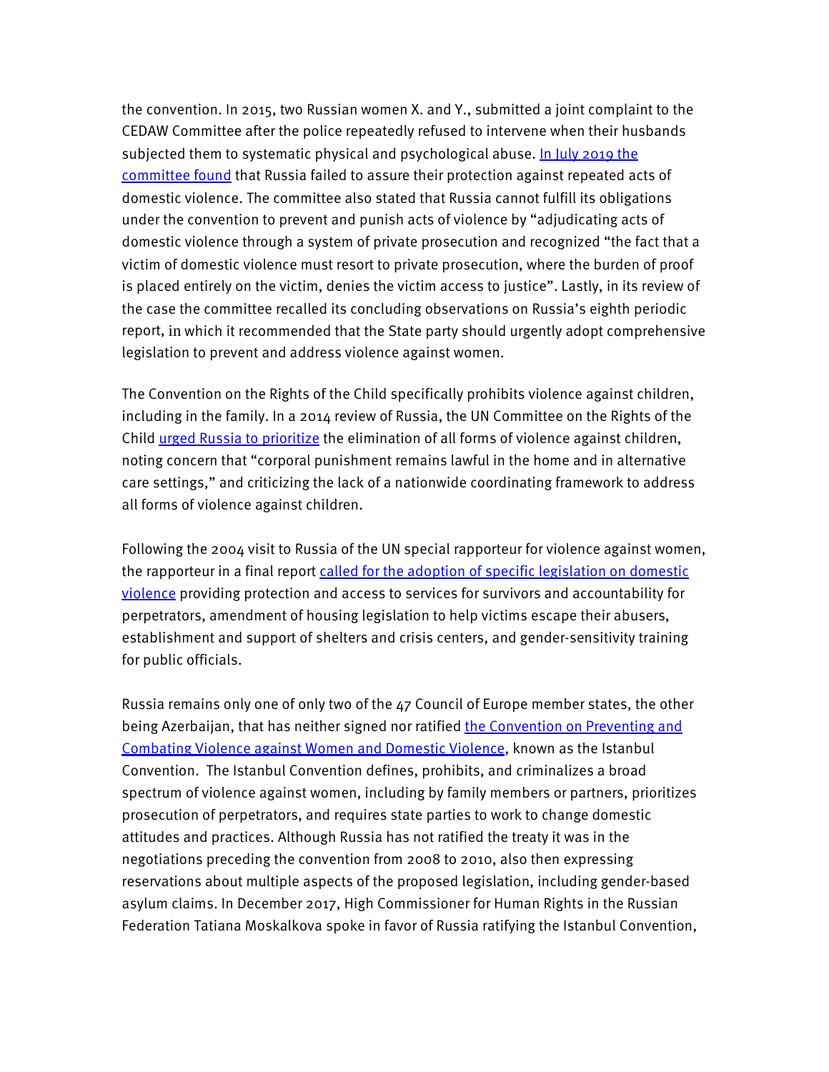the convention. In 2015, two Russian women X. and Y., submitted a joint complaint to the CEDAW Committee after the police repeatedly refused to intervene when their husbands subjected them to systematic physical and psychological abuse. In July 2019 the committee found that Russia failed to assure their protection against repeated acts of domestic violence. The committee also stated that Russia cannot fulfill its obligations under the convention to prevent and punish acts of violence by "adjudicating acts of domestic violence through a system of private prosecution and recognized "the fact that a victim of domestic violence must resort to private prosecution, where the burden of proof is placed entirely on the victim, denies the victim access to justice". Lastly, in its review of the case the committee recalled its concluding observations on Russia's eighth periodic report, in which it recommended that the State party should urgently adopt comprehensive legislation to prevent and address violence against women.

The Convention on the Rights of the Child specifically prohibits violence against children, including in the family. In a 2014 review of Russia, the UN Committee on the Rights of the Child urged Russia to prioritize the elimination of all forms of violence against children, noting concern that "corporal punishment remains lawful in the home and in alternative care settings," and criticizing the lack of a nationwide coordinating framework to address all forms of violence against children.

Following the 2004 visit to Russia of the UN special rapporteur for violence against women, the rapporteur in a final report called for the adoption of specific legislation on domestic violence providing protection and access to services for survivors and accountability for perpetrators, amendment of housing legislation to help victims escape their abusers, establishment and support of shelters and crisis centers, and gender-sensitivity training for public officials.

Russia remains only one of only two of the 47 Council of Europe member states, the other being Azerbaijan, that has neither signed nor ratified the Convention on Preventing and Combating Violence against Women and Domestic Violence, known as the Istanbul Convention. The Istanbul Convention defines, prohibits, and criminalizes a broad spectrum of violence against women, including by family members or partners, prioritizes prosecution of perpetrators, and requires state parties to work to change domestic attitudes and practices. Although Russia has not ratified the treaty it was in the negotiations preceding the convention from 2008 to 2010, also then expressing reservations about multiple aspects of the proposed legislation, including gender-based asylum claims. In December 2017, High Commissioner for Human Rights in the Russian Federation Tatiana Moskalkova spoke in favor of Russia ratifying the Istanbul Convention,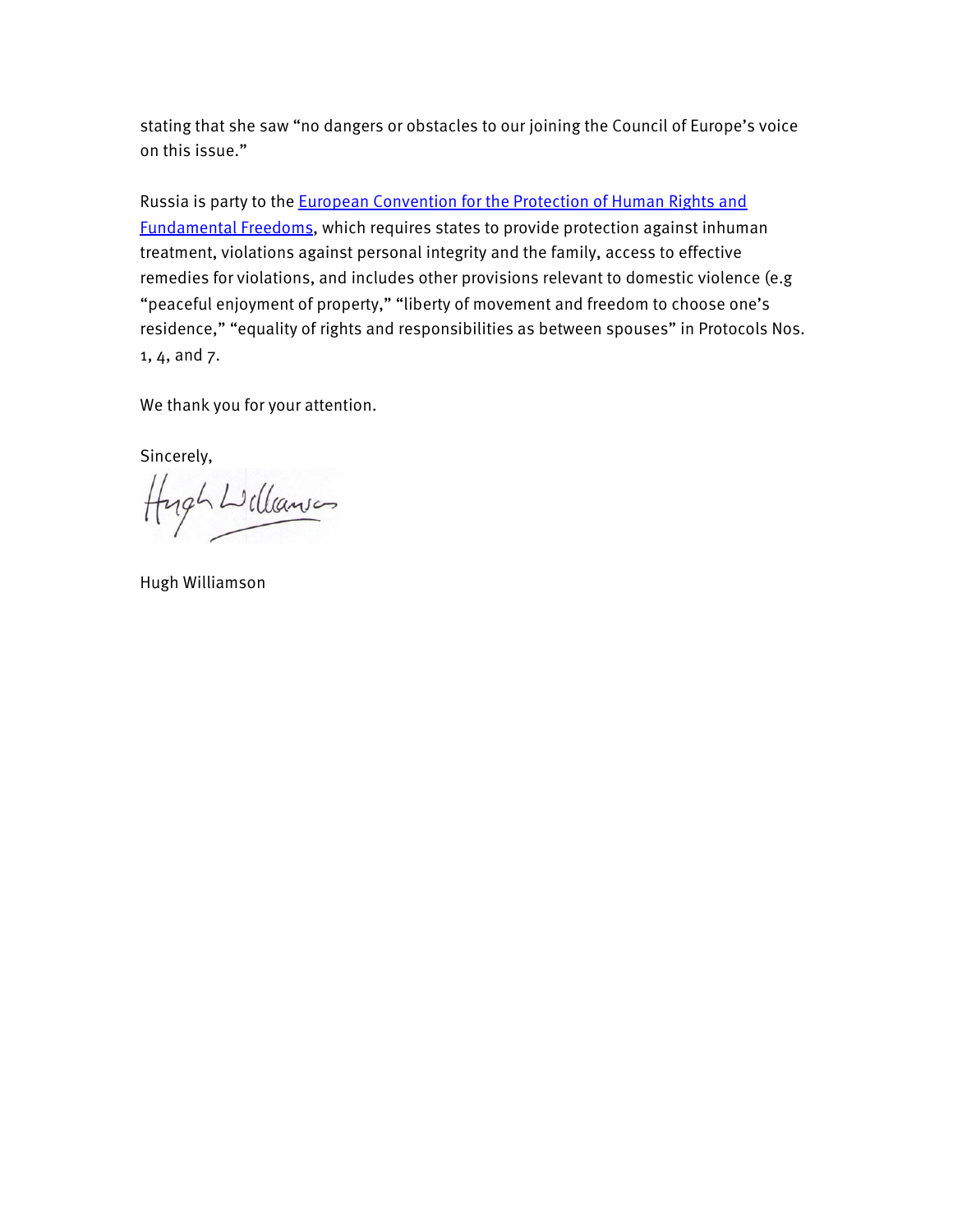stating that she saw "no dangers or obstacles to our joining the Council of Europe's voice on this issue."

Russia is party to the European Convention for the Protection of Human Rights and Fundamental Freedoms, which requires states to provide protection against inhuman treatment, violations against personal integrity and the family, access to effective remedies for violations, and includes other provisions relevant to domestic violence (e.g "peaceful enjoyment of property," "liberty of movement and freedom to choose one's residence," "equality of rights and responsibilities as between spouses" in Protocols Nos. 1, 4, and 7.

We thank you for your attention.

Sincerely,

Hugh Williamson